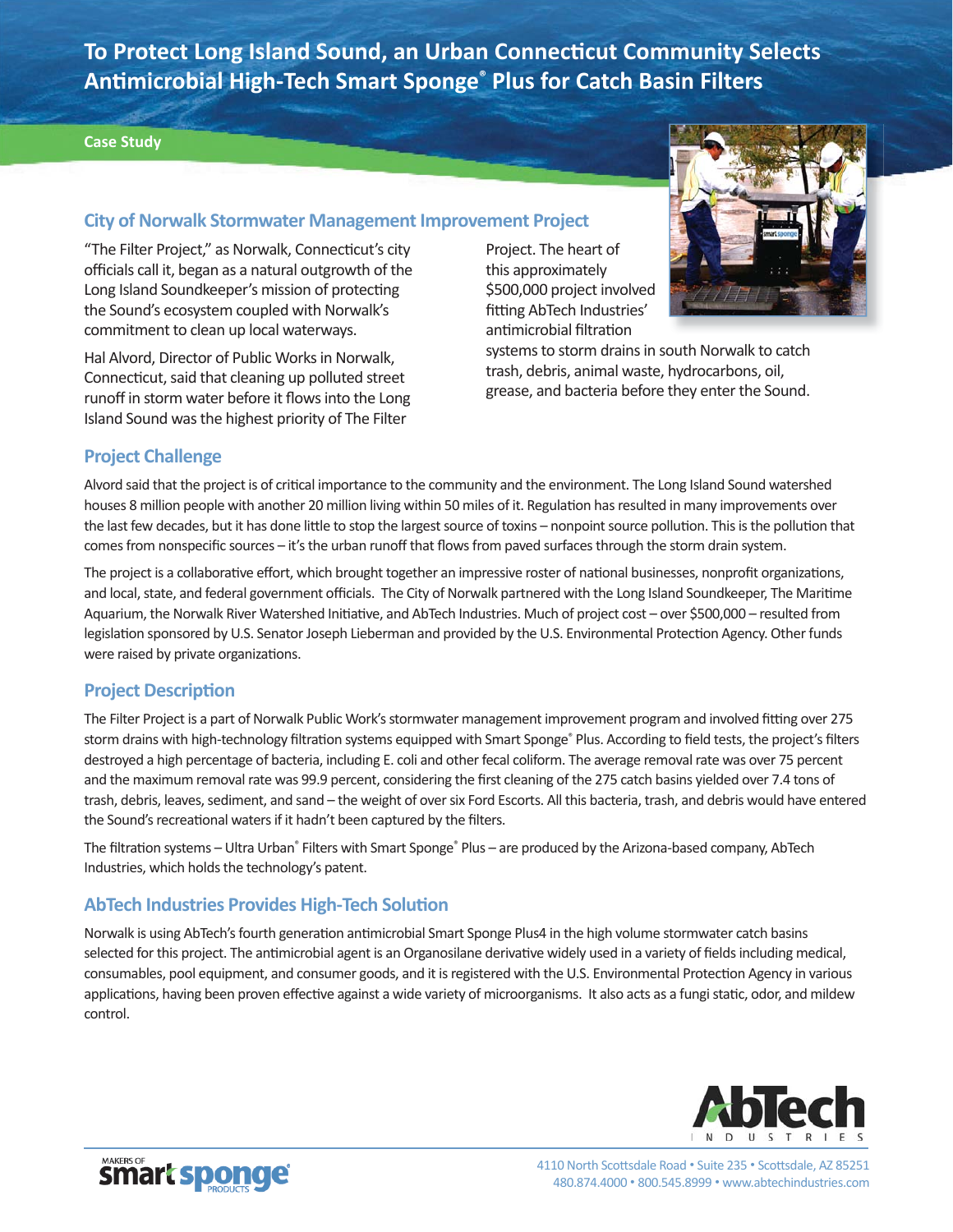# To Protect Long Island Sound, an Urban Connecticut Community Selects Antimicrobial High-Tech Smart Sponge® Plus for Catch Basin Filters

**Case Study**

## City of Norwalk Stormwater Management Improvement Project

"The Filter Project," as Norwalk, Connecticut's city officials call it, began as a natural outgrowth of the Long Island Soundkeeper's mission of protecting the Sound's ecosystem coupled with Norwalk's commitment to clean up local waterways.

Hal Alvord, Director of Public Works in Norwalk, Connecticut, said that cleaning up polluted street runoff in storm water before it flows into the Long Island Sound was the highest priority of The Filter Project. The heart of this approximately $500,000 project involved fitting AbTech Industries' antimicrobial filtration systems to storm drains in south Norwalk to catch trash, debris, animal waste, hydrocarbons, oil, grease, and bacteria before they enter the Sound.

## Project Challenge

Alvord said that the project is of critical importance to the community and the environment. The Long Island Sound watershed houses 8 million people with another 20 million living within 50 miles of it. Regulation has resulted in many improvements over the last few decades, but it has done little to stop the largest source of toxins – nonpoint source pollution. This is the pollution that comes from nonspecific sources – it's the urban runoff that flows from paved surfaces through the storm drain system.

The project is a collaborative effort, which brought together an impressive roster of national businesses, nonprofit organizations, and local, state, and federal government officials. The City of Norwalk partnered with the Long Island Soundkeeper, The Maritime Aquarium, the Norwalk River Watershed Initiative, and AbTech Industries. Much of project cost – over $500,000 – resulted from legislation sponsored by U.S. Senator Joseph Lieberman and provided by the U.S. Environmental Protection Agency. Other funds were raised by private organizations.

## Project Description

The Filter Project is a part of Norwalk Public Work's stormwater management improvement program and involved fitting over 275 storm drains with high-technology filtration systems equipped with Smart Sponge® Plus. According to field tests, the project's filters destroyed a high percentage of bacteria, including E. coli and other fecal coliform. The average removal rate was over 75 percent and the maximum removal rate was 99.9 percent, considering the first cleaning of the 275 catch basins yielded over 7.4 tons of trash, debris, leaves, sediment, and sand – the weight of over six Ford Escorts. All this bacteria, trash, and debris would have entered the Sound's recreational waters if it hadn't been captured by the filters.

The filtration systems – Ultra Urban® Filters with Smart Sponge® Plus – are produced by the Arizona-based company, AbTech Industries, which holds the technology's patent.

## AbTech Industries Provides High-Tech Solution

Norwalk is using AbTech's fourth generation antimicrobial Smart Sponge Plus4 in the high volume stormwater catch basins selected for this project. The antimicrobial agent is an Organosilane derivative widely used in a variety of fields including medical, consumables, pool equipment, and consumer goods, and it is registered with the U.S. Environmental Protection Agency in various applications, having been proven effective against a wide variety of microorganisms. It also acts as a fungi static, odor, and mildew control.

MAKERS OF smart sponge PRODUCTS

AbTech INDUSTRIES

4110 North Scottsdale Road • Suite 235 • Scottsdale, AZ 85251
480.874.4000 • 800.545.8999 • www.abtechindustries.com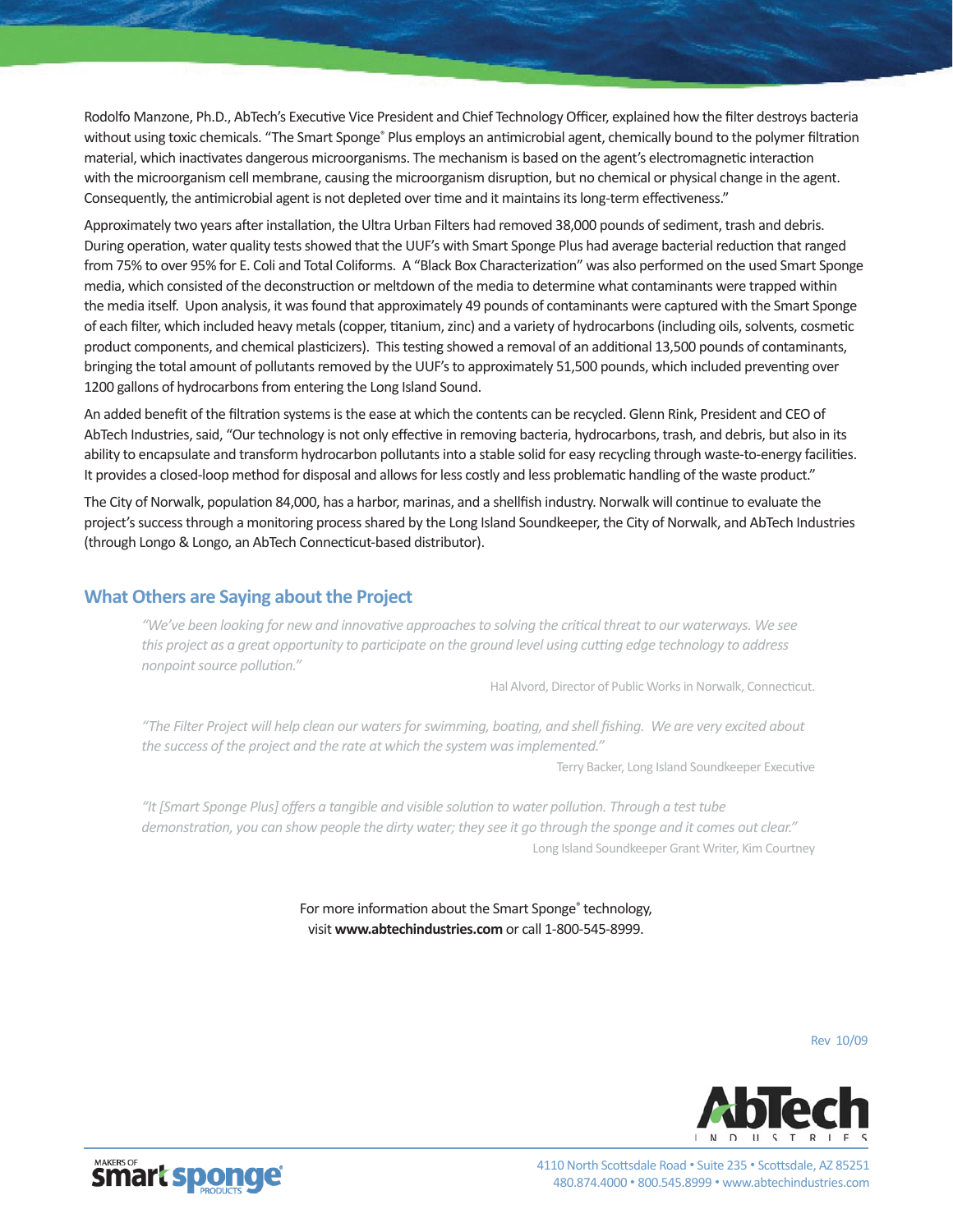Rodolfo Manzone, Ph.D., AbTech's Executive Vice President and Chief Technology Officer, explained how the filter destroys bacteria without using toxic chemicals. "The Smart Sponge® Plus employs an antimicrobial agent, chemically bound to the polymer filtration material, which inactivates dangerous microorganisms. The mechanism is based on the agent's electromagnetic interaction with the microorganism cell membrane, causing the microorganism disruption, but no chemical or physical change in the agent. Consequently, the antimicrobial agent is not depleted over time and it maintains its long-term effectiveness."

Approximately two years after installation, the Ultra Urban Filters had removed 38,000 pounds of sediment, trash and debris. During operation, water quality tests showed that the UUF's with Smart Sponge Plus had average bacterial reduction that ranged from 75% to over 95% for E. Coli and Total Coliforms. A "Black Box Characterization" was also performed on the used Smart Sponge media, which consisted of the deconstruction or meltdown of the media to determine what contaminants were trapped within the media itself. Upon analysis, it was found that approximately 49 pounds of contaminants were captured with the Smart Sponge of each filter, which included heavy metals (copper, titanium, zinc) and a variety of hydrocarbons (including oils, solvents, cosmetic product components, and chemical plasticizers). This testing showed a removal of an additional 13,500 pounds of contaminants, bringing the total amount of pollutants removed by the UUF's to approximately 51,500 pounds, which included preventing over 1200 gallons of hydrocarbons from entering the Long Island Sound.

An added benefit of the filtration systems is the ease at which the contents can be recycled. Glenn Rink, President and CEO of AbTech Industries, said, "Our technology is not only effective in removing bacteria, hydrocarbons, trash, and debris, but also in its ability to encapsulate and transform hydrocarbon pollutants into a stable solid for easy recycling through waste-to-energy facilities. It provides a closed-loop method for disposal and allows for less costly and less problematic handling of the waste product."

The City of Norwalk, population 84,000, has a harbor, marinas, and a shellfish industry. Norwalk will continue to evaluate the project's success through a monitoring process shared by the Long Island Soundkeeper, the City of Norwalk, and AbTech Industries (through Longo & Longo, an AbTech Connecticut-based distributor).

## What Others are Saying about the Project

*"We've been looking for new and innovative approaches to solving the critical threat to our waterways. We see this project as a great opportunity to participate on the ground level using cutting edge technology to address nonpoint source pollution."*

Hal Alvord, Director of Public Works in Norwalk, Connecticut.

*"The Filter Project will help clean our waters for swimming, boating, and shell fishing. We are very excited about the success of the project and the rate at which the system was implemented."*

Terry Backer, Long Island Soundkeeper Executive

*"It [Smart Sponge Plus] offers a tangible and visible solution to water pollution. Through a test tube demonstration, you can show people the dirty water; they see it go through the sponge and it comes out clear."*

Long Island Soundkeeper Grant Writer, Kim Courtney

For more information about the Smart Sponge® technology, visit **www.abtechindustries.com** or call 1-800-545-8999.

Rev 10/09

AbTech INDUSTRIES

MAKERS OF smart sponge PRODUCTS

4110 North Scottsdale Road • Suite 235 • Scottsdale, AZ 85251
480.874.4000 • 800.545.8999 • www.abtechindustries.com